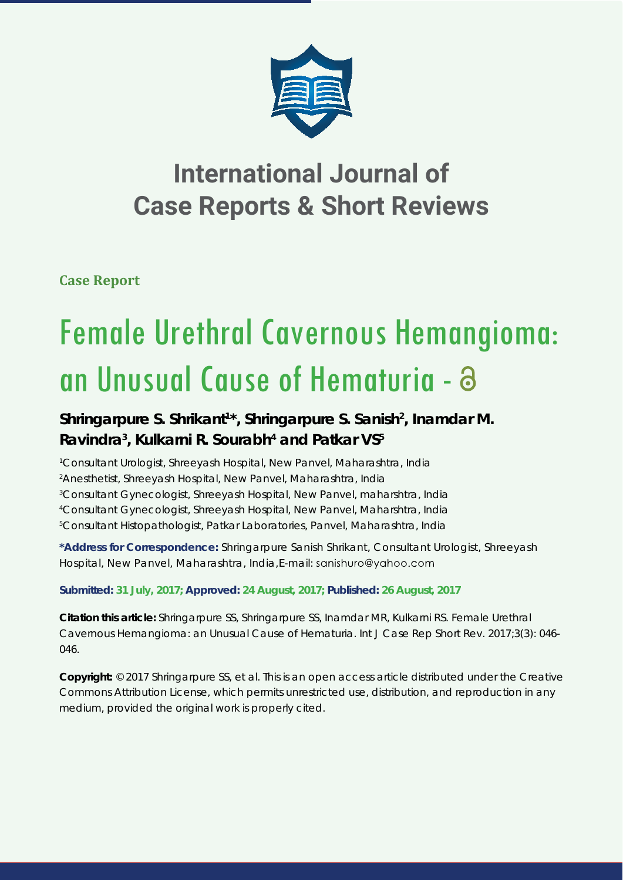# International Journal of Case Reports & Short Reviews

**Case Report**

# Female Urethral Cavernous Hemangioma: an Unusual Cause of Hematuria

**Shringarpure S. Shrikant[1]*, Shringarpure S. Sanish[2], Inamdar M. Ravindra[3], Kulkarni R. Sourabh[4] and Patkar VS[5]**

[1]Consultant Urologist, Shreeyash Hospital, New Panvel, Maharashtra, India
[2]Anesthetist, Shreeyash Hospital, New Panvel, Maharashtra, India
[3]Consultant Gynecologist, Shreeyash Hospital, New Panvel, maharshtra, India
[4]Consultant Gynecologist, Shreeyash Hospital, New Panvel, Maharshtra, India
[5]Consultant Histopathologist, Patkar Laboratories, Panvel, Maharashtra, India

**\*Address for Correspondence:** Shringarpure Sanish Shrikant, Consultant Urologist, Shreeyash Hospital, New Panvel, Maharashtra, India, E-mail: sanishuro@yahoo.com

**Submitted: 31 July, 2017; Approved: 24 August, 2017; Published: 26 August, 2017**

**Citation this article:** Shringarpure SS, Shringarpure SS, Inamdar MR, Kulkarni RS. Female Urethral Cavernous Hemangioma: an Unusual Cause of Hematuria. Int J Case Rep Short Rev. 2017;3(3): 046-046.

**Copyright:** © 2017 Shringarpure SS, et al. This is an open access article distributed under the Creative Commons Attribution License, which permits unrestricted use, distribution, and reproduction in any medium, provided the original work is properly cited.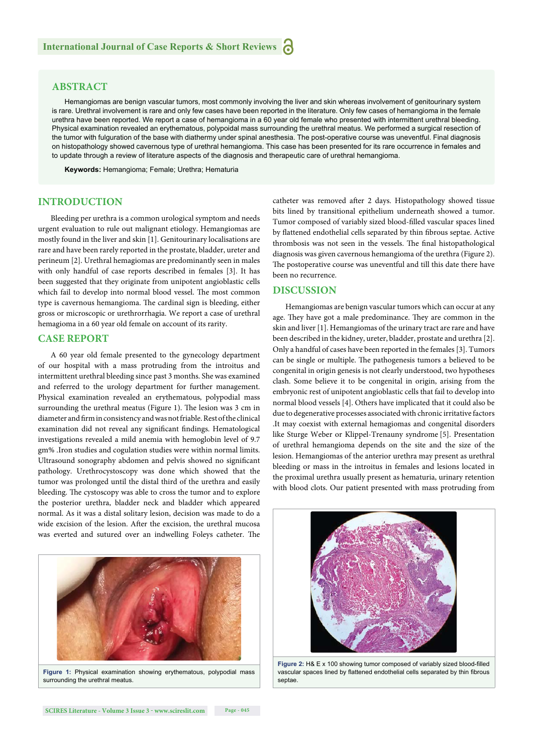## ABSTRACT

Hemangiomas are benign vascular tumors, most commonly involving the liver and skin whereas involvement of genitourinary system is rare. Urethral involvement is rare and only few cases have been reported in the literature. Only few cases of hemangioma in the female urethra have been reported. We report a case of hemangioma in a 60 year old female who presented with intermittent urethral bleeding. Physical examination revealed an erythematous, polypoidal mass surrounding the urethral meatus. We performed a surgical resection of the tumor with fulguration of the base with diathermy under spinal anesthesia. The post-operative course was uneventful. Final diagnosis on histopathology showed cavernous type of urethral hemangioma. This case has been presented for its rare occurrence in females and to update through a review of literature aspects of the diagnosis and therapeutic care of urethral hemangioma.

**Keywords:** Hemangioma; Female; Urethra; Hematuria

## INTRODUCTION

Bleeding per urethra is a common urological symptom and needs urgent evaluation to rule out malignant etiology. Hemangiomas are mostly found in the liver and skin [1]. Genitourinary localisations are rare and have been rarely reported in the prostate, bladder, ureter and perineum [2]. Urethral hemagiomas are predominantly seen in males with only handful of case reports described in females [3]. It has been suggested that they originate from unipotent angioblastic cells which fail to develop into normal blood vessel. The most common type is cavernous hemangioma. The cardinal sign is bleeding, either gross or microscopic or urethrorrhagia. We report a case of urethral hemagioma in a 60 year old female on account of its rarity.

## CASE REPORT

A 60 year old female presented to the gynecology department of our hospital with a mass protruding from the introitus and intermittent urethral bleeding since past 3 months. She was examined and referred to the urology department for further management. Physical examination revealed an erythematous, polypodial mass surrounding the urethral meatus (Figure 1). The lesion was 3 cm in diameter and firm in consistency and was not friable. Rest of the clinical examination did not reveal any significant findings. Hematological investigations revealed a mild anemia with hemoglobin level of 9.7 gm% .Iron studies and cogulation studies were within normal limits. Ultrasound sonography abdomen and pelvis showed no significant pathology. Urethrocystoscopy was done which showed that the tumor was prolonged until the distal third of the urethra and easily bleeding. The cystoscopy was able to cross the tumor and to explore the posterior urethra, bladder neck and bladder which appeared normal. As it was a distal solitary lesion, decision was made to do a wide excision of the lesion. After the excision, the urethral mucosa was everted and sutured over an indwelling Foleys catheter. The catheter was removed after 2 days. Histopathology showed tissue bits lined by transitional epithelium underneath showed a tumor. Tumor composed of variably sized blood-filled vascular spaces lined by flattened endothelial cells separated by thin fibrous septae. Active thrombosis was not seen in the vessels. The final histopathological diagnosis was given cavernous hemangioma of the urethra (Figure 2). The postoperative course was uneventful and till this date there have been no recurrence.

**Figure 1:** Physical examination showing erythematous, polypodial mass surrounding the urethral meatus.

## DISCUSSION

Hemangiomas are benign vascular tumors which can occur at any age. They have got a male predominance. They are common in the skin and liver [1]. Hemangiomas of the urinary tract are rare and have been described in the kidney, ureter, bladder, prostate and urethra [2]. Only a handful of cases have been reported in the females [3]. Tumors can be single or multiple. The pathogenesis tumors a believed to be congenital in origin genesis is not clearly understood, two hypotheses clash. Some believe it to be congenital in origin, arising from the embryonic rest of unipotent angioblastic cells that fail to develop into normal blood vessels [4]. Others have implicated that it could also be due to degenerative processes associated with chronic irritative factors .It may coexist with external hemagiomas and congenital disorders like Sturge Weber or Klippel-Trenauny syndrome [5]. Presentation of urethral hemangioma depends on the site and the size of the lesion. Hemangiomas of the anterior urethra may present as urethral bleeding or mass in the introitus in females and lesions located in the proximal urethra usually present as hematuria, urinary retention with blood clots. Our patient presented with mass protruding from

**Figure 2:** H& E x 100 showing tumor composed of variably sized blood-filled vascular spaces lined by flattened endothelial cells separated by thin fibrous septae.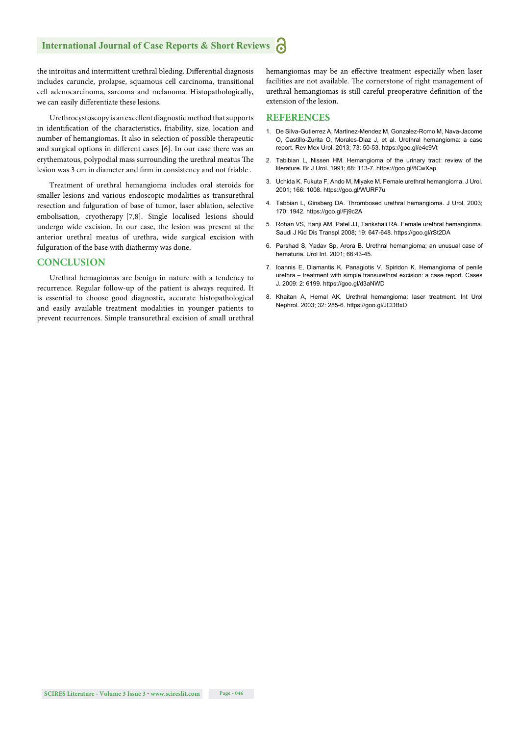the introitus and intermittent urethral bleding. Differential diagnosis includes caruncle, prolapse, squamous cell carcinoma, transitional cell adenocarcinoma, sarcoma and melanoma. Histopathologically, we can easily differentiate these lesions.

Urethrocystoscopy is an excellent diagnostic method that supports in identification of the characteristics, friability, size, location and number of hemangiomas. It also in selection of possible therapeutic and surgical options in different cases [6]. In our case there was an erythematous, polypodial mass surrounding the urethral meatus The lesion was 3 cm in diameter and firm in consistency and not friable .

Treatment of urethral hemangioma includes oral steroids for smaller lesions and various endoscopic modalities as transurethral resection and fulguration of base of tumor, laser ablation, selective embolisation, cryotherapy [7,8]. Single localised lesions should undergo wide excision. In our case, the lesion was present at the anterior urethral meatus of urethra, wide surgical excision with fulguration of the base with diathermy was done.

## CONCLUSION

Urethral hemagiomas are benign in nature with a tendency to recurrence. Regular follow-up of the patient is always required. It is essential to choose good diagnostic, accurate histopathological and easily available treatment modalities in younger patients to prevent recurrences. Simple transurethral excision of small urethral hemangiomas may be an effective treatment especially when laser facilities are not available. The cornerstone of right management of urethral hemangiomas is still careful preoperative definition of the extension of the lesion.

## REFERENCES

1. De Silva-Gutierrez A, Martinez-Mendez M, Gonzalez-Romo M, Nava-Jacome O, Castillo-Zurita O, Morales-Diaz J, et al. Urethral hemangioma: a case report. Rev Mex Urol. 2013; 73: 50-53. https://goo.gl/e4c9Vt
2. Tabibian L, Nissen HM. Hemangioma of the urinary tract: review of the literature. Br J Urol. 1991; 68: 113-7. https://goo.gl/8CwXap
3. Uchida K, Fukuta F, Ando M, Miyake M. Female urethral hemangioma. J Urol. 2001; 166: 1008. https://goo.gl/WURF7u
4. Tabbian L, Ginsberg DA. Thrombosed urethral hemangioma. J Urol. 2003; 170: 1942. https://goo.gl/Fj9c2A
5. Rohan VS, Hanji AM, Patel JJ, Tankshali RA. Female urethral hemangioma. Saudi J Kid Dis Transpl 2008; 19: 647-648. https://goo.gl/rSt2DA
6. Parshad S, Yadav Sp, Arora B. Urethral hemangioma; an unusual case of hematuria. Urol Int. 2001; 66:43-45.
7. Ioannis E, Diamantis K, Panagiotis V, Spiridon K. Hemangioma of penile urethra – treatment with simple transurethral excision: a case report. Cases J. 2009: 2: 6199. https://goo.gl/d3aNWD
8. Khaitan A, Hemal AK. Urethral hemangioma: laser treatment. Int Urol Nephrol. 2003; 32: 285-6. https://goo.gl/JCDBxD